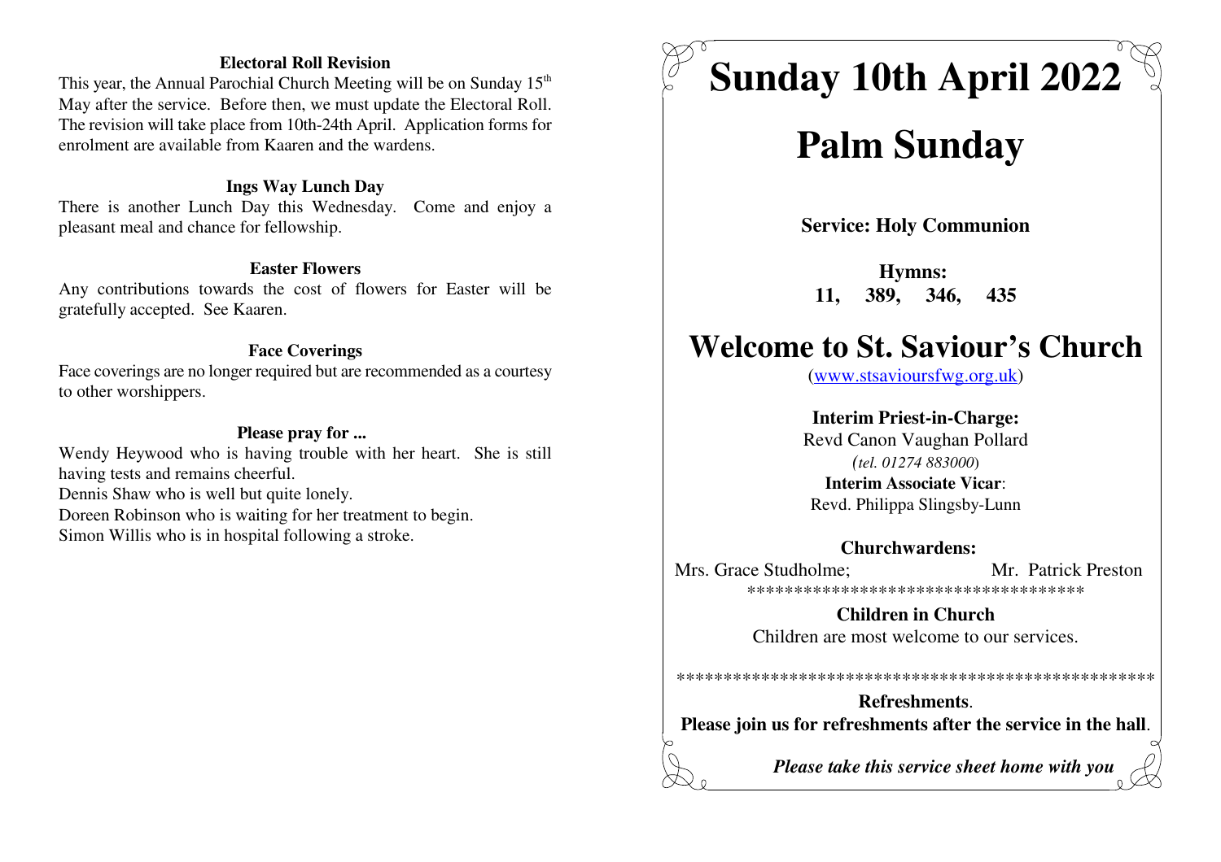### Electoral Roll Revision

This year, the Annual Parochial Church Meeting will be on Sunday 15th May after the service. Before then, we must update the Electoral Roll. The revision will take place from 10th-24th April. Application forms for enrolment are available from Kaaren and the wardens.

### Ings Way Lunch Day

There is another Lunch Day this Wednesday. Come and enjoy a pleasant meal and chance for fellowship.

### Easter Flowers

Any contributions towards the cost of flowers for Easter will be gratefully accepted. See Kaaren.

### Face Coverings

Face coverings are no longer required but are recommended as a courtesy to other worshippers.

### Please pray for ...

Wendy Heywood who is having trouble with her heart. She is still having tests and remains cheerful.
Dennis Shaw who is well but quite lonely.
Doreen Robinson who is waiting for her treatment to begin.
Simon Willis who is in hospital following a stroke.

# Sunday 10th April 2022

# Palm Sunday

**Service: Holy Communion**

**Hymns:**
**11, 389, 346, 435**

# Welcome to St. Saviour's Church

(www.stsavioursfwg.org.uk)

**Interim Priest-in-Charge:**
Revd Canon Vaughan Pollard
*(tel. 01274 883000)*
**Interim Associate Vicar**:
Revd. Philippa Slingsby-Lunn

**Churchwardens:**
Mrs. Grace Studholme; Mr. Patrick Preston

************************************

**Children in Church**
Children are most welcome to our services.

**************************************************

**Refreshments**.
**Please join us for refreshments after the service in the hall**.

***Please take this service sheet home with you***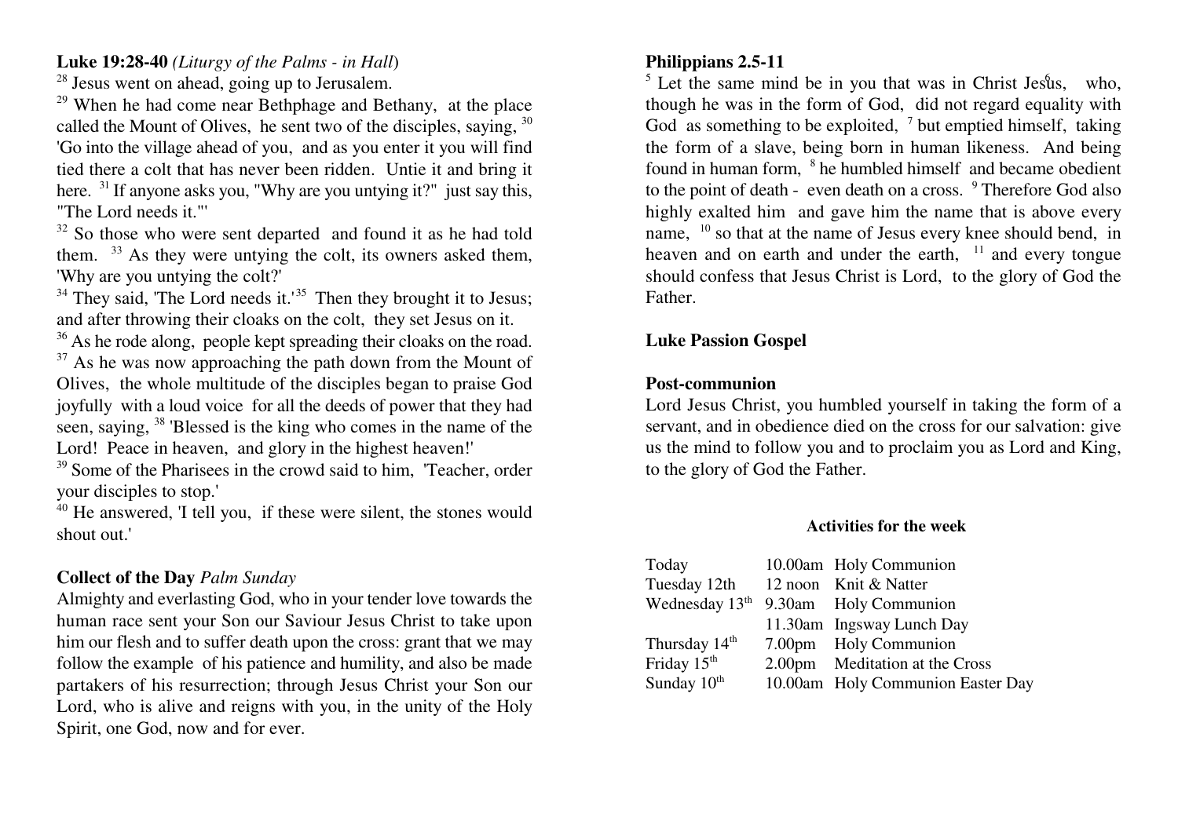**Luke 19:28-40** *(Liturgy of the Palms - in Hall)*

[28] Jesus went on ahead, going up to Jerusalem.

[29] When he had come near Bethphage and Bethany, at the place called the Mount of Olives, he sent two of the disciples, saying, [30] 'Go into the village ahead of you, and as you enter it you will find tied there a colt that has never been ridden. Untie it and bring it here. [31] If anyone asks you, "Why are you untying it?" just say this, "The Lord needs it."'

[32] So those who were sent departed and found it as he had told them. [33] As they were untying the colt, its owners asked them, 'Why are you untying the colt?'

[34] They said, 'The Lord needs it.'[35] Then they brought it to Jesus; and after throwing their cloaks on the colt, they set Jesus on it.

[36] As he rode along, people kept spreading their cloaks on the road. [37] As he was now approaching the path down from the Mount of Olives, the whole multitude of the disciples began to praise God joyfully with a loud voice for all the deeds of power that they had seen, saying, [38] 'Blessed is the king who comes in the name of the Lord! Peace in heaven, and glory in the highest heaven!'

[39] Some of the Pharisees in the crowd said to him, 'Teacher, order your disciples to stop.'

[40] He answered, 'I tell you, if these were silent, the stones would shout out.'

**Collect of the Day** *Palm Sunday*

Almighty and everlasting God, who in your tender love towards the human race sent your Son our Saviour Jesus Christ to take upon him our flesh and to suffer death upon the cross: grant that we may follow the example of his patience and humility, and also be made partakers of his resurrection; through Jesus Christ your Son our Lord, who is alive and reigns with you, in the unity of the Holy Spirit, one God, now and for ever.

**Philippians 2.5-11**

[5] Let the same mind be in you that was in Christ Jesus, [6] who, though he was in the form of God, did not regard equality with God as something to be exploited, [7] but emptied himself, taking the form of a slave, being born in human likeness. And being found in human form, [8] he humbled himself and became obedient to the point of death - even death on a cross. [9] Therefore God also highly exalted him and gave him the name that is above every name, [10] so that at the name of Jesus every knee should bend, in heaven and on earth and under the earth, [11] and every tongue should confess that Jesus Christ is Lord, to the glory of God the Father.

**Luke Passion Gospel**

**Post-communion**

Lord Jesus Christ, you humbled yourself in taking the form of a servant, and in obedience died on the cross for our salvation: give us the mind to follow you and to proclaim you as Lord and King, to the glory of God the Father.

**Activities for the week**

| | | |
|---|---|---|
| Today | 10.00am | Holy Communion |
| Tuesday 12th | 12 noon | Knit & Natter |
| Wednesday 13th | 9.30am | Holy Communion |
| | 11.30am | Ingsway Lunch Day |
| Thursday 14th | 7.00pm | Holy Communion |
| Friday 15th | 2.00pm | Meditation at the Cross |
| Sunday 10th | 10.00am | Holy Communion Easter Day |